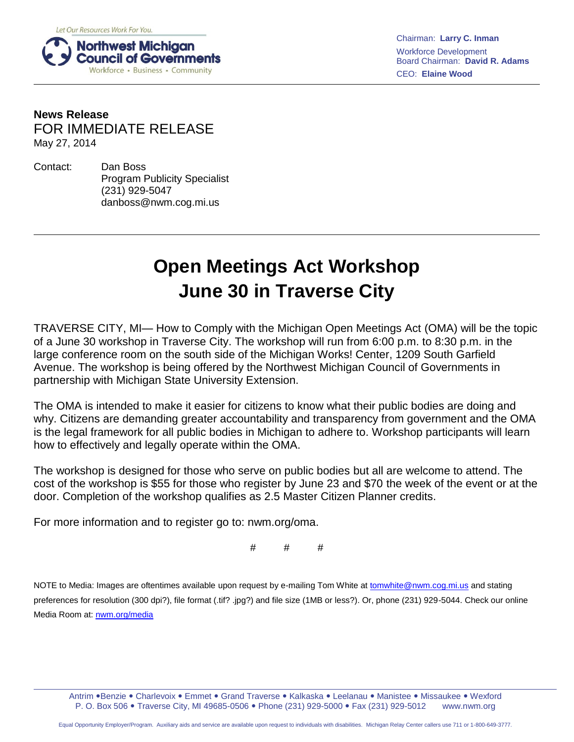Let Our Resources Work For You.

**Northwest Michigan Council of Governments**
Workforce • Business • Community

Chairman: **Larry C. Inman**
Workforce Development Board Chairman: **David R. Adams**
CEO: **Elaine Wood**

**News Release**
FOR IMMEDIATE RELEASE
May 27, 2014

Contact: Dan Boss
Program Publicity Specialist
(231) 929-5047
danboss@nwm.cog.mi.us

# Open Meetings Act Workshop June 30 in Traverse City

TRAVERSE CITY, MI— How to Comply with the Michigan Open Meetings Act (OMA) will be the topic of a June 30 workshop in Traverse City. The workshop will run from 6:00 p.m. to 8:30 p.m. in the large conference room on the south side of the Michigan Works! Center, 1209 South Garfield Avenue. The workshop is being offered by the Northwest Michigan Council of Governments in partnership with Michigan State University Extension.

The OMA is intended to make it easier for citizens to know what their public bodies are doing and why. Citizens are demanding greater accountability and transparency from government and the OMA is the legal framework for all public bodies in Michigan to adhere to. Workshop participants will learn how to effectively and legally operate within the OMA.

The workshop is designed for those who serve on public bodies but all are welcome to attend. The cost of the workshop is $55 for those who register by June 23 and $70 the week of the event or at the door. Completion of the workshop qualifies as 2.5 Master Citizen Planner credits.

For more information and to register go to: nwm.org/oma.

#   #   #

NOTE to Media: Images are oftentimes available upon request by e-mailing Tom White at tomwhite@nwm.cog.mi.us and stating preferences for resolution (300 dpi?), file format (.tif? .jpg?) and file size (1MB or less?). Or, phone (231) 929-5044. Check our online Media Room at: nwm.org/media

Antrim • Benzie • Charlevoix • Emmet • Grand Traverse • Kalkaska • Leelanau • Manistee • Missaukee • Wexford
P. O. Box 506 • Traverse City, MI 49685-0506 • Phone (231) 929-5000 • Fax (231) 929-5012 www.nwm.org

Equal Opportunity Employer/Program. Auxiliary aids and service are available upon request to individuals with disabilities. Michigan Relay Center callers use 711 or 1-800-649-3777.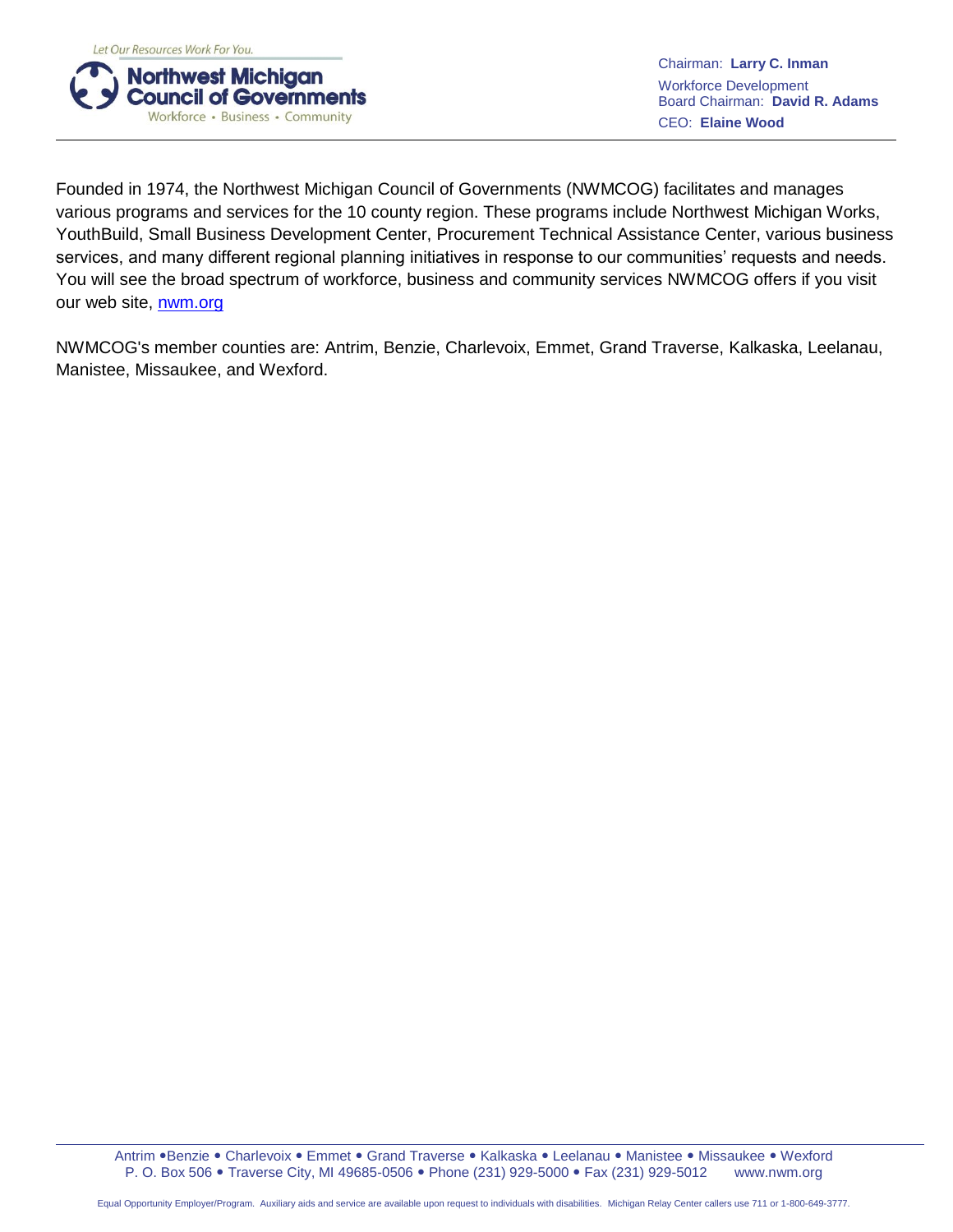Let Our Resources Work For You.

**Northwest Michigan Council of Governments**

Workforce • Business • Community

Chairman: **Larry C. Inman**

Workforce Development Board Chairman: **David R. Adams**

CEO: **Elaine Wood**

Founded in 1974, the Northwest Michigan Council of Governments (NWMCOG) facilitates and manages various programs and services for the 10 county region. These programs include Northwest Michigan Works, YouthBuild, Small Business Development Center, Procurement Technical Assistance Center, various business services, and many different regional planning initiatives in response to our communities' requests and needs. You will see the broad spectrum of workforce, business and community services NWMCOG offers if you visit our web site, [nwm.org](http://nwm.org)

NWMCOG's member counties are: Antrim, Benzie, Charlevoix, Emmet, Grand Traverse, Kalkaska, Leelanau, Manistee, Missaukee, and Wexford.

Antrim • Benzie • Charlevoix • Emmet • Grand Traverse • Kalkaska • Leelanau • Manistee • Missaukee • Wexford
P. O. Box 506 • Traverse City, MI 49685-0506 • Phone (231) 929-5000 • Fax (231) 929-5012 www.nwm.org

Equal Opportunity Employer/Program. Auxiliary aids and service are available upon request to individuals with disabilities. Michigan Relay Center callers use 711 or 1-800-649-3777.